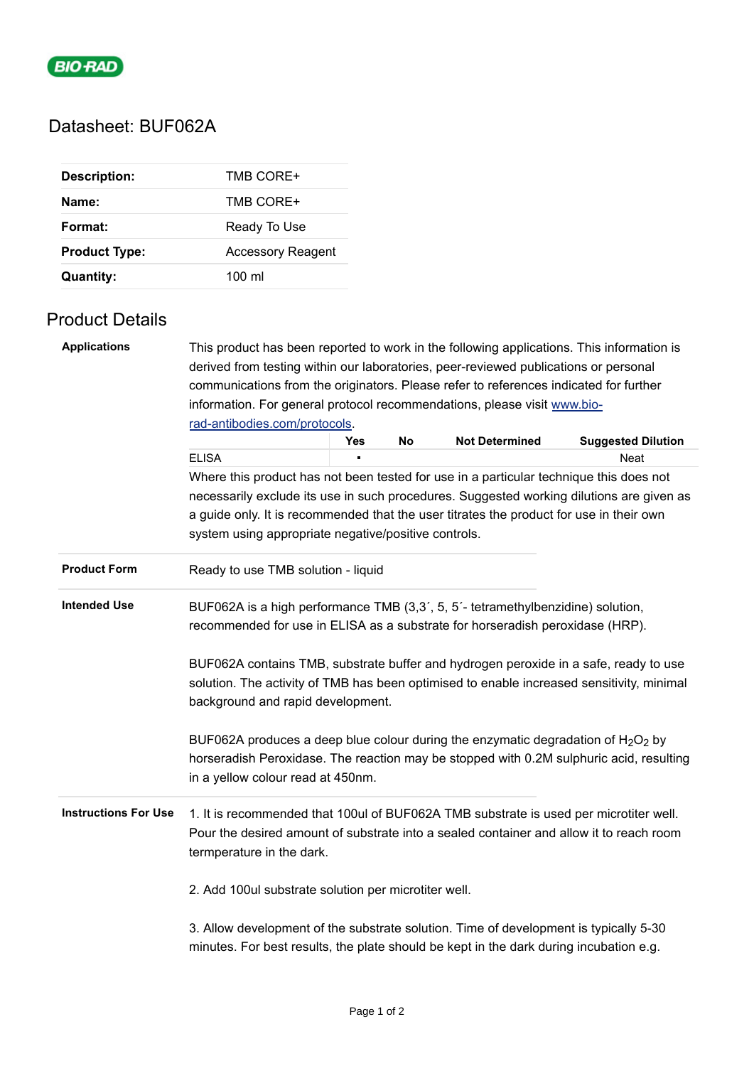BIO-RAD

# Datasheet: BUF062A

| | |
|---|---|
| **Description:** | TMB CORE+ |
| **Name:** | TMB CORE+ |
| **Format:** | Ready To Use |
| **Product Type:** | Accessory Reagent |
| **Quantity:** | 100 ml |

## Product Details

**Applications**

This product has been reported to work in the following applications. This information is derived from testing within our laboratories, peer-reviewed publications or personal communications from the originators. Please refer to references indicated for further information. For general protocol recommendations, please visit www.bio-rad-antibodies.com/protocols.

| | Yes | No | Not Determined | Suggested Dilution |
|---|---|---|---|---|
| ELISA | ▪ | | | Neat |

Where this product has not been tested for use in a particular technique this does not necessarily exclude its use in such procedures. Suggested working dilutions are given as a guide only. It is recommended that the user titrates the product for use in their own system using appropriate negative/positive controls.

**Product Form**

Ready to use TMB solution - liquid

**Intended Use**

BUF062A is a high performance TMB (3,3´, 5, 5´- tetramethylbenzidine) solution, recommended for use in ELISA as a substrate for horseradish peroxidase (HRP).

BUF062A contains TMB, substrate buffer and hydrogen peroxide in a safe, ready to use solution. The activity of TMB has been optimised to enable increased sensitivity, minimal background and rapid development.

BUF062A produces a deep blue colour during the enzymatic degradation of $H_2O_2$ by horseradish Peroxidase. The reaction may be stopped with 0.2M sulphuric acid, resulting in a yellow colour read at 450nm.

**Instructions For Use**

1. It is recommended that 100ul of BUF062A TMB substrate is used per microtiter well. Pour the desired amount of substrate into a sealed container and allow it to reach room termperature in the dark.

2. Add 100ul substrate solution per microtiter well.

3. Allow development of the substrate solution. Time of development is typically 5-30 minutes. For best results, the plate should be kept in the dark during incubation e.g.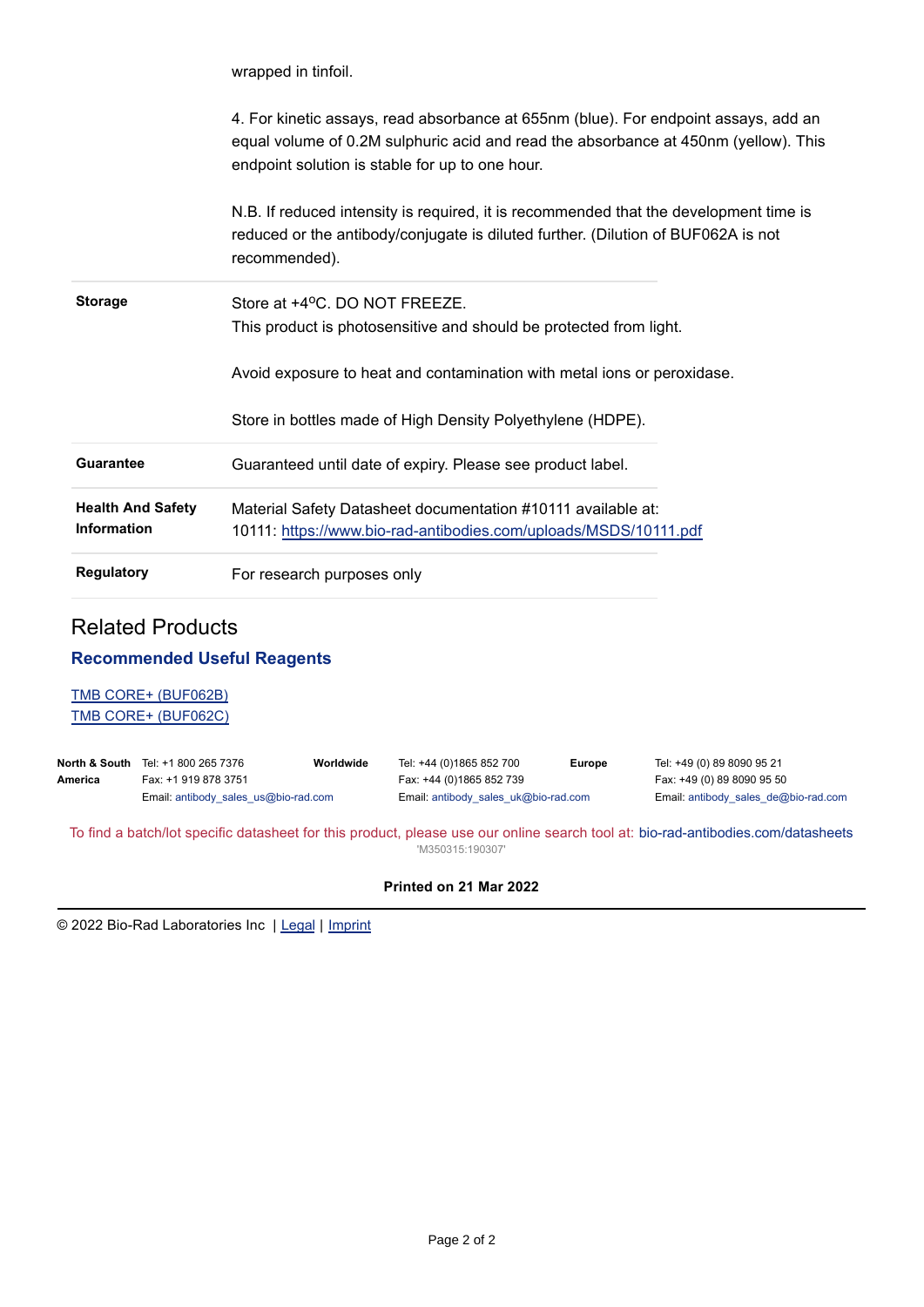wrapped in tinfoil.

4. For kinetic assays, read absorbance at 655nm (blue). For endpoint assays, add an equal volume of 0.2M sulphuric acid and read the absorbance at 450nm (yellow). This endpoint solution is stable for up to one hour.

N.B. If reduced intensity is required, it is recommended that the development time is reduced or the antibody/conjugate is diluted further. (Dilution of BUF062A is not recommended).

| | |
|---|---|
| **Storage** | Store at +4$^{o}$C. DO NOT FREEZE.<br>This product is photosensitive and should be protected from light.<br><br>Avoid exposure to heat and contamination with metal ions or peroxidase.<br><br>Store in bottles made of High Density Polyethylene (HDPE). |
| **Guarantee** | Guaranteed until date of expiry. Please see product label. |
| **Health And Safety Information** | Material Safety Datasheet documentation #10111 available at:<br>10111: https://www.bio-rad-antibodies.com/uploads/MSDS/10111.pdf |
| **Regulatory** | For research purposes only |

## Related Products

### Recommended Useful Reagents

TMB CORE+ (BUF062B)
TMB CORE+ (BUF062C)

| | | | | | |
|---|---|---|---|---|---|
| **North & South America** | Tel: +1 800 265 7376<br>Fax: +1 919 878 3751<br>Email: antibody_sales_us@bio-rad.com | **Worldwide** | Tel: +44 (0)1865 852 700<br>Fax: +44 (0)1865 852 739<br>Email: antibody_sales_uk@bio-rad.com | **Europe** | Tel: +49 (0) 89 8090 95 21<br>Fax: +49 (0) 89 8090 95 50<br>Email: antibody_sales_de@bio-rad.com |

To find a batch/lot specific datasheet for this product, please use our online search tool at: bio-rad-antibodies.com/datasheets

'M350315:190307'

**Printed on 21 Mar 2022**

© 2022 Bio-Rad Laboratories Inc | Legal | Imprint